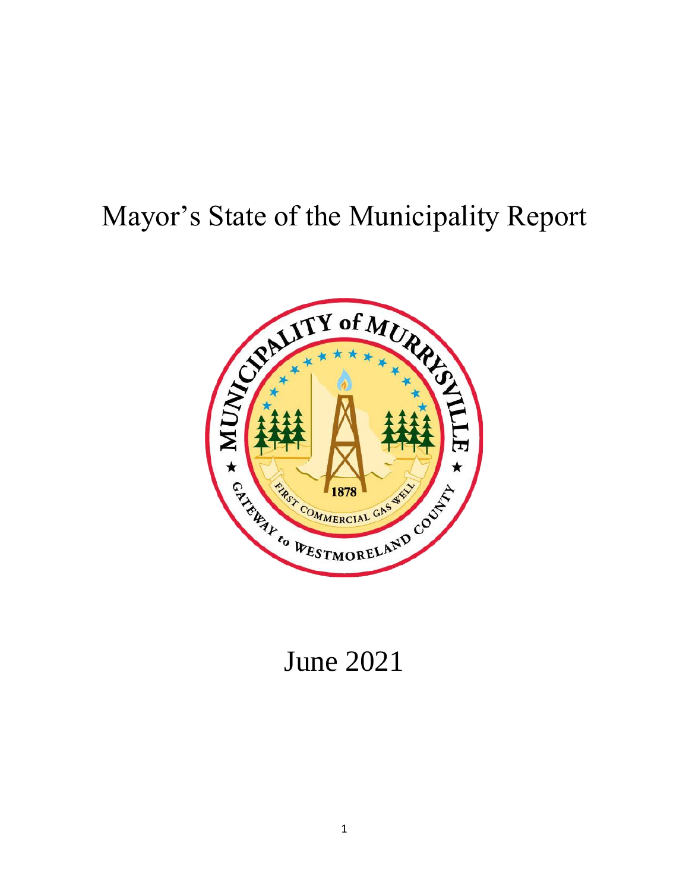# Mayor's State of the Municipality Report

June 2021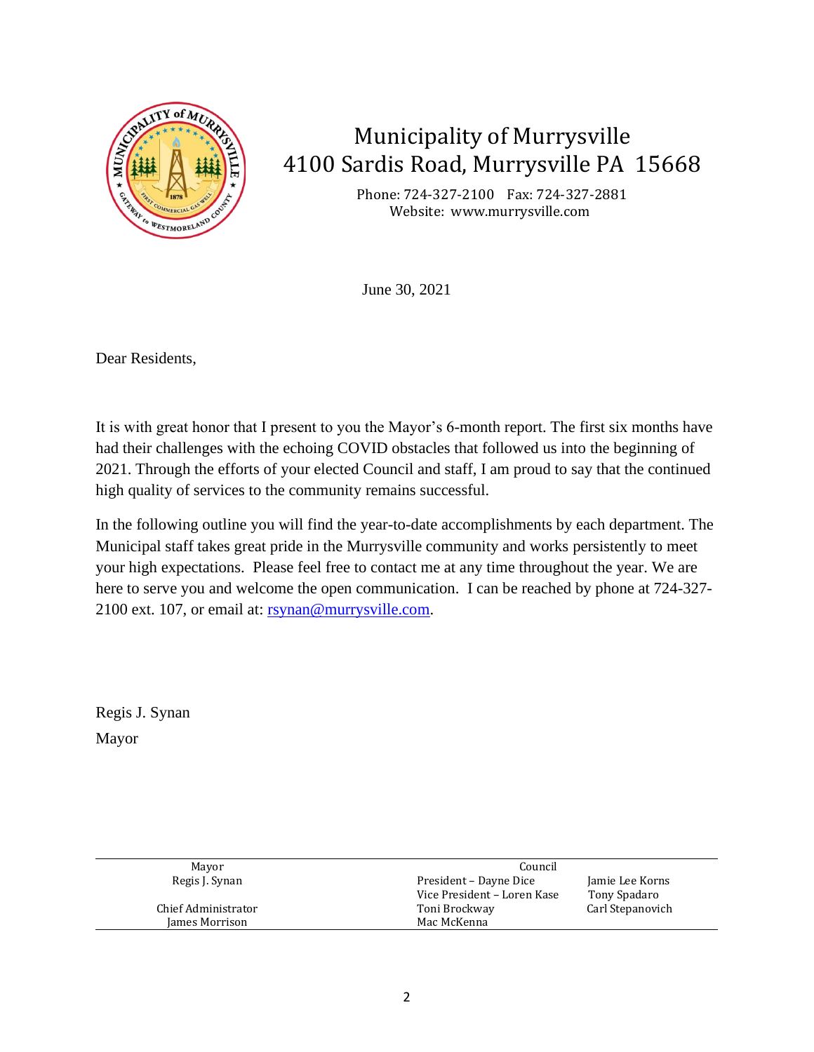# Municipality of Murrysville
## 4100 Sardis Road, Murrysville PA 15668

Phone: 724-327-2100 Fax: 724-327-2881
Website: www.murrysville.com

June 30, 2021

Dear Residents,

It is with great honor that I present to you the Mayor's 6-month report. The first six months have had their challenges with the echoing COVID obstacles that followed us into the beginning of 2021. Through the efforts of your elected Council and staff, I am proud to say that the continued high quality of services to the community remains successful.

In the following outline you will find the year-to-date accomplishments by each department. The Municipal staff takes great pride in the Murrysville community and works persistently to meet your high expectations. Please feel free to contact me at any time throughout the year. We are here to serve you and welcome the open communication. I can be reached by phone at 724-327-2100 ext. 107, or email at: rsynan@murrysville.com.

Regis J. Synan
Mayor

| Mayor | Council | |
|---|---|---|
| Regis J. Synan | President – Dayne Dice | Jamie Lee Korns |
| | Vice President – Loren Kase | Tony Spadaro |
| Chief Administrator | Toni Brockway | Carl Stepanovich |
| James Morrison | Mac McKenna | |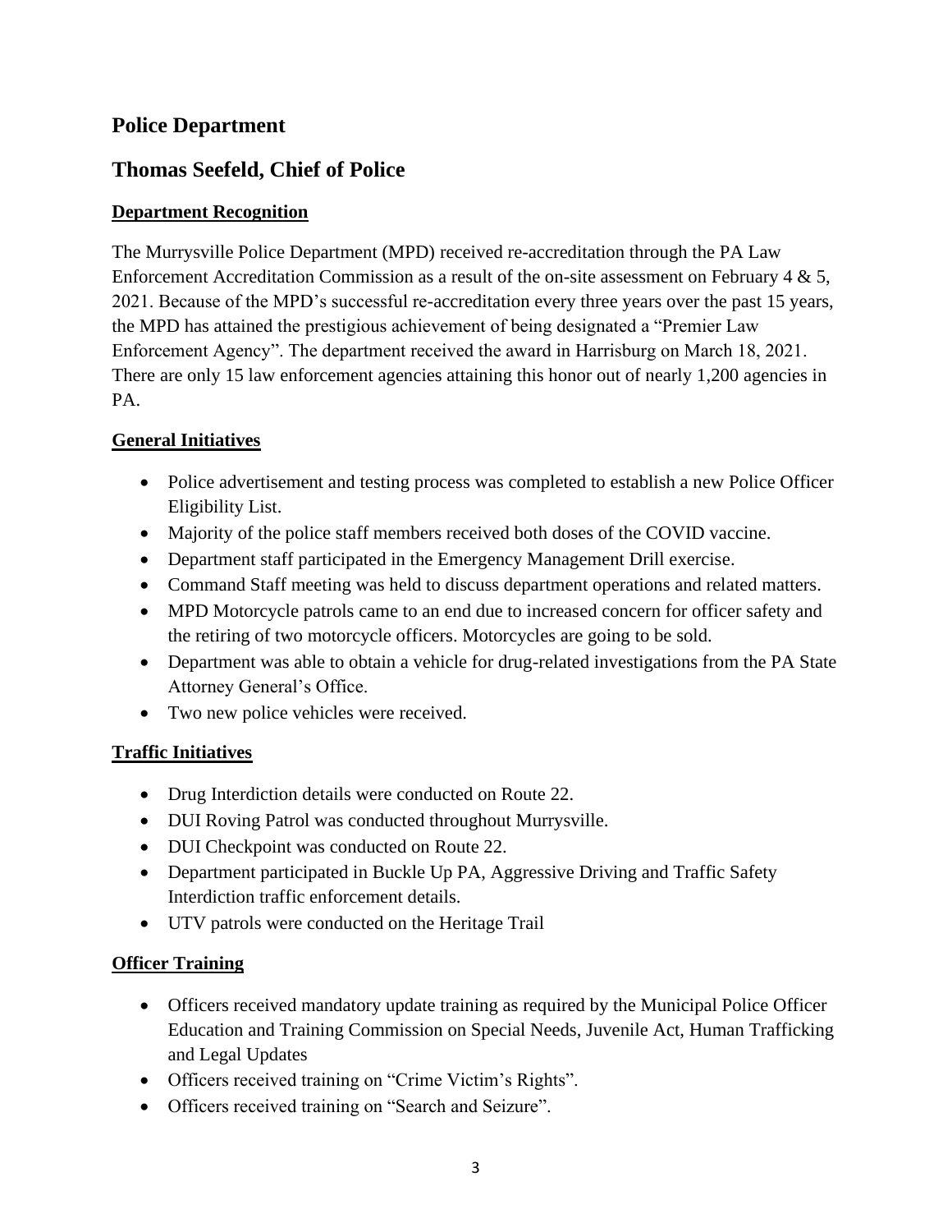## Police Department

## Thomas Seefeld, Chief of Police

### Department Recognition

The Murrysville Police Department (MPD) received re-accreditation through the PA Law Enforcement Accreditation Commission as a result of the on-site assessment on February 4 & 5, 2021. Because of the MPD's successful re-accreditation every three years over the past 15 years, the MPD has attained the prestigious achievement of being designated a "Premier Law Enforcement Agency". The department received the award in Harrisburg on March 18, 2021. There are only 15 law enforcement agencies attaining this honor out of nearly 1,200 agencies in PA.

### General Initiatives

- Police advertisement and testing process was completed to establish a new Police Officer Eligibility List.
- Majority of the police staff members received both doses of the COVID vaccine.
- Department staff participated in the Emergency Management Drill exercise.
- Command Staff meeting was held to discuss department operations and related matters.
- MPD Motorcycle patrols came to an end due to increased concern for officer safety and the retiring of two motorcycle officers. Motorcycles are going to be sold.
- Department was able to obtain a vehicle for drug-related investigations from the PA State Attorney General's Office.
- Two new police vehicles were received.

### Traffic Initiatives

- Drug Interdiction details were conducted on Route 22.
- DUI Roving Patrol was conducted throughout Murrysville.
- DUI Checkpoint was conducted on Route 22.
- Department participated in Buckle Up PA, Aggressive Driving and Traffic Safety Interdiction traffic enforcement details.
- UTV patrols were conducted on the Heritage Trail

### Officer Training

- Officers received mandatory update training as required by the Municipal Police Officer Education and Training Commission on Special Needs, Juvenile Act, Human Trafficking and Legal Updates
- Officers received training on "Crime Victim's Rights".
- Officers received training on "Search and Seizure".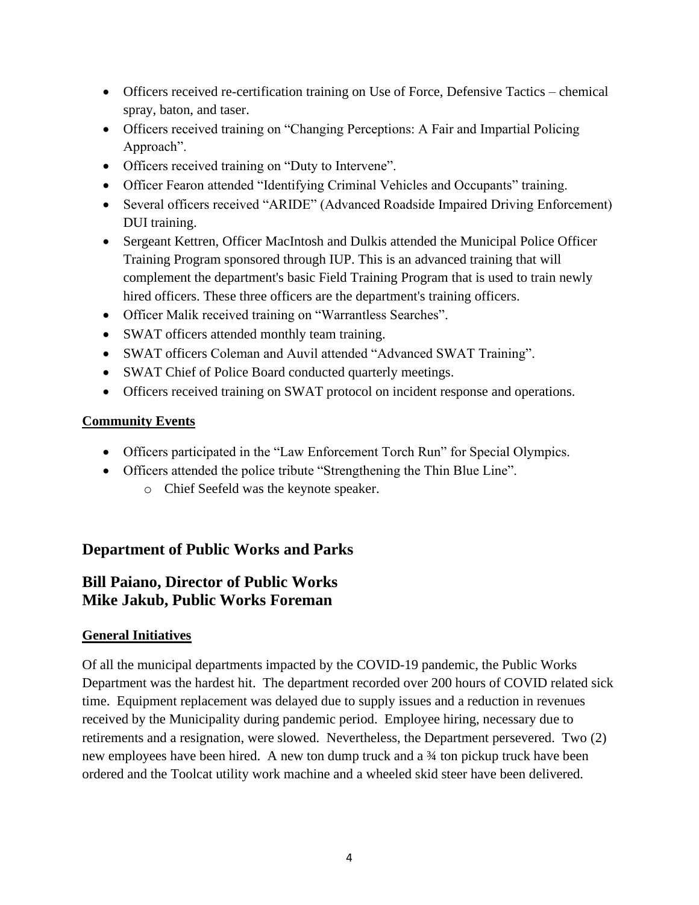- Officers received re-certification training on Use of Force, Defensive Tactics – chemical spray, baton, and taser.
- Officers received training on "Changing Perceptions: A Fair and Impartial Policing Approach".
- Officers received training on "Duty to Intervene".
- Officer Fearon attended "Identifying Criminal Vehicles and Occupants" training.
- Several officers received "ARIDE" (Advanced Roadside Impaired Driving Enforcement) DUI training.
- Sergeant Kettren, Officer MacIntosh and Dulkis attended the Municipal Police Officer Training Program sponsored through IUP. This is an advanced training that will complement the department's basic Field Training Program that is used to train newly hired officers. These three officers are the department's training officers.
- Officer Malik received training on "Warrantless Searches".
- SWAT officers attended monthly team training.
- SWAT officers Coleman and Auvil attended "Advanced SWAT Training".
- SWAT Chief of Police Board conducted quarterly meetings.
- Officers received training on SWAT protocol on incident response and operations.

**Community Events**

- Officers participated in the "Law Enforcement Torch Run" for Special Olympics.
- Officers attended the police tribute "Strengthening the Thin Blue Line".
    - Chief Seefeld was the keynote speaker.

## Department of Public Works and Parks

## Bill Paiano, Director of Public Works
## Mike Jakub, Public Works Foreman

**General Initiatives**

Of all the municipal departments impacted by the COVID-19 pandemic, the Public Works Department was the hardest hit. The department recorded over 200 hours of COVID related sick time. Equipment replacement was delayed due to supply issues and a reduction in revenues received by the Municipality during pandemic period. Employee hiring, necessary due to retirements and a resignation, were slowed. Nevertheless, the Department persevered. Two (2) new employees have been hired. A new ton dump truck and a ¾ ton pickup truck have been ordered and the Toolcat utility work machine and a wheeled skid steer have been delivered.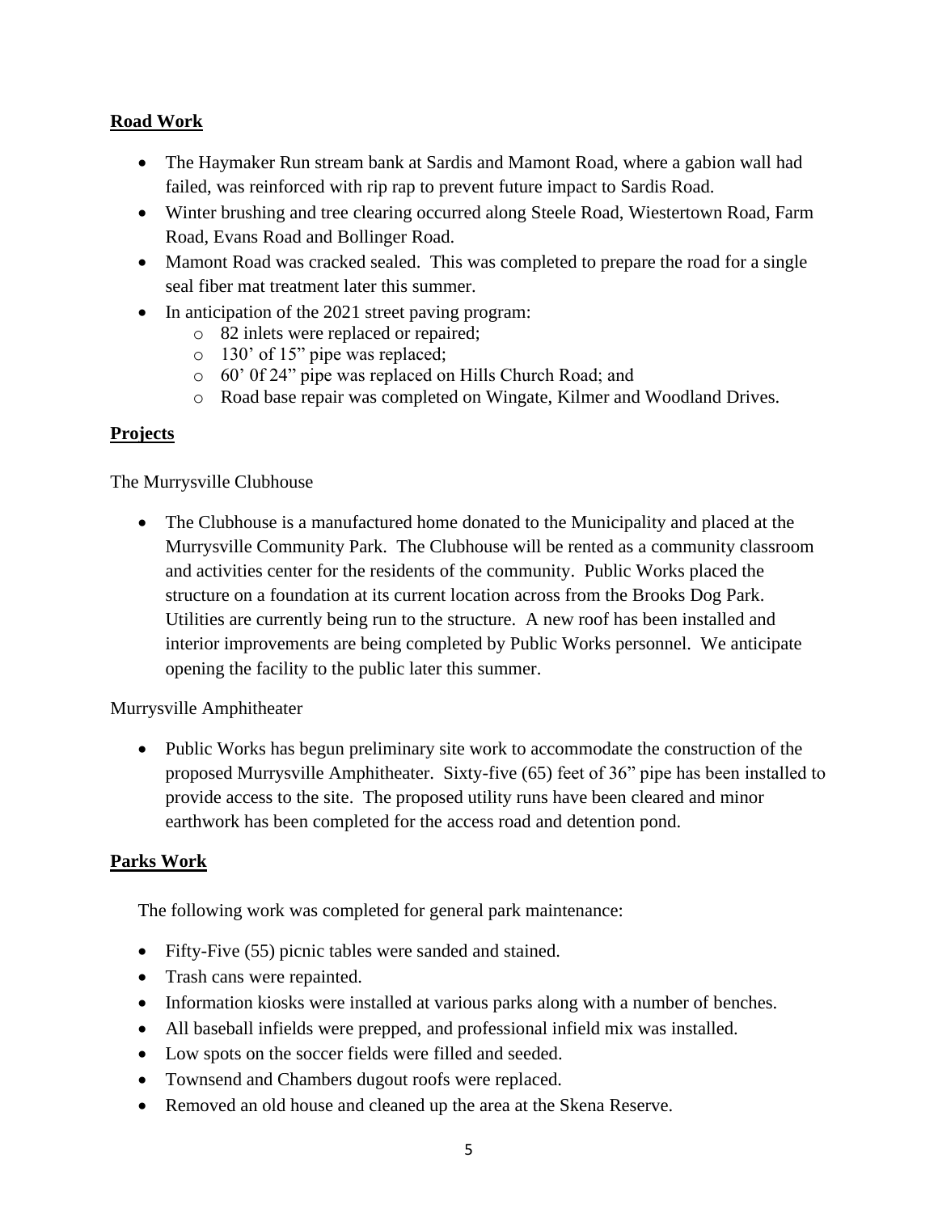## **Road Work**

- The Haymaker Run stream bank at Sardis and Mamont Road, where a gabion wall had failed, was reinforced with rip rap to prevent future impact to Sardis Road.
- Winter brushing and tree clearing occurred along Steele Road, Wiestertown Road, Farm Road, Evans Road and Bollinger Road.
- Mamont Road was cracked sealed. This was completed to prepare the road for a single seal fiber mat treatment later this summer.
- In anticipation of the 2021 street paving program:
  - 82 inlets were replaced or repaired;
  - 130' of 15" pipe was replaced;
  - 60' 0f 24" pipe was replaced on Hills Church Road; and
  - Road base repair was completed on Wingate, Kilmer and Woodland Drives.

## **Projects**

The Murrysville Clubhouse

- The Clubhouse is a manufactured home donated to the Municipality and placed at the Murrysville Community Park. The Clubhouse will be rented as a community classroom and activities center for the residents of the community. Public Works placed the structure on a foundation at its current location across from the Brooks Dog Park. Utilities are currently being run to the structure. A new roof has been installed and interior improvements are being completed by Public Works personnel. We anticipate opening the facility to the public later this summer.

Murrysville Amphitheater

- Public Works has begun preliminary site work to accommodate the construction of the proposed Murrysville Amphitheater. Sixty-five (65) feet of 36" pipe has been installed to provide access to the site. The proposed utility runs have been cleared and minor earthwork has been completed for the access road and detention pond.

## **Parks Work**

The following work was completed for general park maintenance:

- Fifty-Five (55) picnic tables were sanded and stained.
- Trash cans were repainted.
- Information kiosks were installed at various parks along with a number of benches.
- All baseball infields were prepped, and professional infield mix was installed.
- Low spots on the soccer fields were filled and seeded.
- Townsend and Chambers dugout roofs were replaced.
- Removed an old house and cleaned up the area at the Skena Reserve.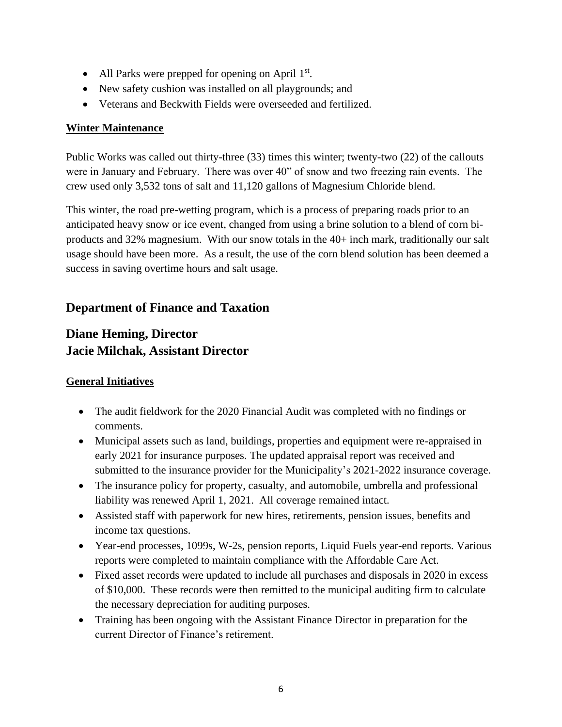- All Parks were prepped for opening on April 1st.
- New safety cushion was installed on all playgrounds; and
- Veterans and Beckwith Fields were overseeded and fertilized.

**Winter Maintenance**

Public Works was called out thirty-three (33) times this winter; twenty-two (22) of the callouts were in January and February. There was over 40" of snow and two freezing rain events. The crew used only 3,532 tons of salt and 11,120 gallons of Magnesium Chloride blend.

This winter, the road pre-wetting program, which is a process of preparing roads prior to an anticipated heavy snow or ice event, changed from using a brine solution to a blend of corn bi-products and 32% magnesium. With our snow totals in the 40+ inch mark, traditionally our salt usage should have been more. As a result, the use of the corn blend solution has been deemed a success in saving overtime hours and salt usage.

## Department of Finance and Taxation

## Diane Heming, Director
## Jacie Milchak, Assistant Director

**General Initiatives**

- The audit fieldwork for the 2020 Financial Audit was completed with no findings or comments.
- Municipal assets such as land, buildings, properties and equipment were re-appraised in early 2021 for insurance purposes. The updated appraisal report was received and submitted to the insurance provider for the Municipality's 2021-2022 insurance coverage.
- The insurance policy for property, casualty, and automobile, umbrella and professional liability was renewed April 1, 2021. All coverage remained intact.
- Assisted staff with paperwork for new hires, retirements, pension issues, benefits and income tax questions.
- Year-end processes, 1099s, W-2s, pension reports, Liquid Fuels year-end reports. Various reports were completed to maintain compliance with the Affordable Care Act.
- Fixed asset records were updated to include all purchases and disposals in 2020 in excess of $10,000. These records were then remitted to the municipal auditing firm to calculate the necessary depreciation for auditing purposes.
- Training has been ongoing with the Assistant Finance Director in preparation for the current Director of Finance's retirement.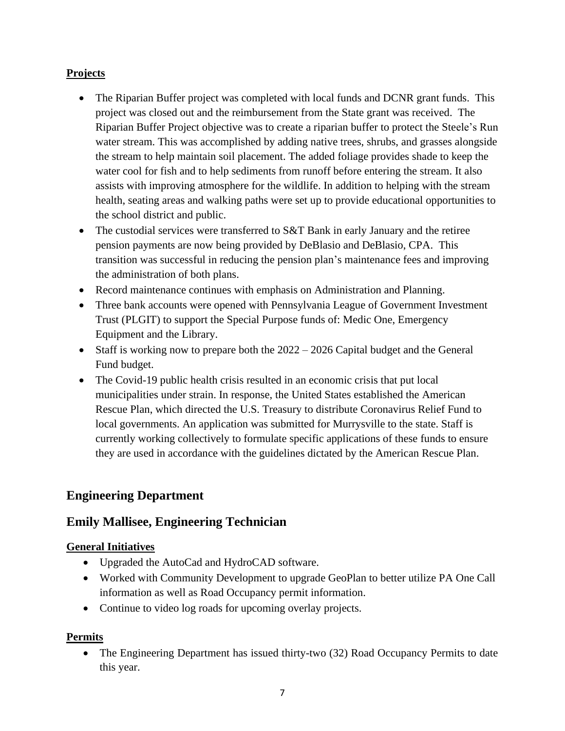**Projects**

- The Riparian Buffer project was completed with local funds and DCNR grant funds. This project was closed out and the reimbursement from the State grant was received. The Riparian Buffer Project objective was to create a riparian buffer to protect the Steele's Run water stream. This was accomplished by adding native trees, shrubs, and grasses alongside the stream to help maintain soil placement. The added foliage provides shade to keep the water cool for fish and to help sediments from runoff before entering the stream. It also assists with improving atmosphere for the wildlife. In addition to helping with the stream health, seating areas and walking paths were set up to provide educational opportunities to the school district and public.
- The custodial services were transferred to S&T Bank in early January and the retiree pension payments are now being provided by DeBlasio and DeBlasio, CPA. This transition was successful in reducing the pension plan's maintenance fees and improving the administration of both plans.
- Record maintenance continues with emphasis on Administration and Planning.
- Three bank accounts were opened with Pennsylvania League of Government Investment Trust (PLGIT) to support the Special Purpose funds of: Medic One, Emergency Equipment and the Library.
- Staff is working now to prepare both the 2022 – 2026 Capital budget and the General Fund budget.
- The Covid-19 public health crisis resulted in an economic crisis that put local municipalities under strain. In response, the United States established the American Rescue Plan, which directed the U.S. Treasury to distribute Coronavirus Relief Fund to local governments. An application was submitted for Murrysville to the state. Staff is currently working collectively to formulate specific applications of these funds to ensure they are used in accordance with the guidelines dictated by the American Rescue Plan.

## Engineering Department

## Emily Mallisee, Engineering Technician

**General Initiatives**

- Upgraded the AutoCad and HydroCAD software.
- Worked with Community Development to upgrade GeoPlan to better utilize PA One Call information as well as Road Occupancy permit information.
- Continue to video log roads for upcoming overlay projects.

**Permits**

- The Engineering Department has issued thirty-two (32) Road Occupancy Permits to date this year.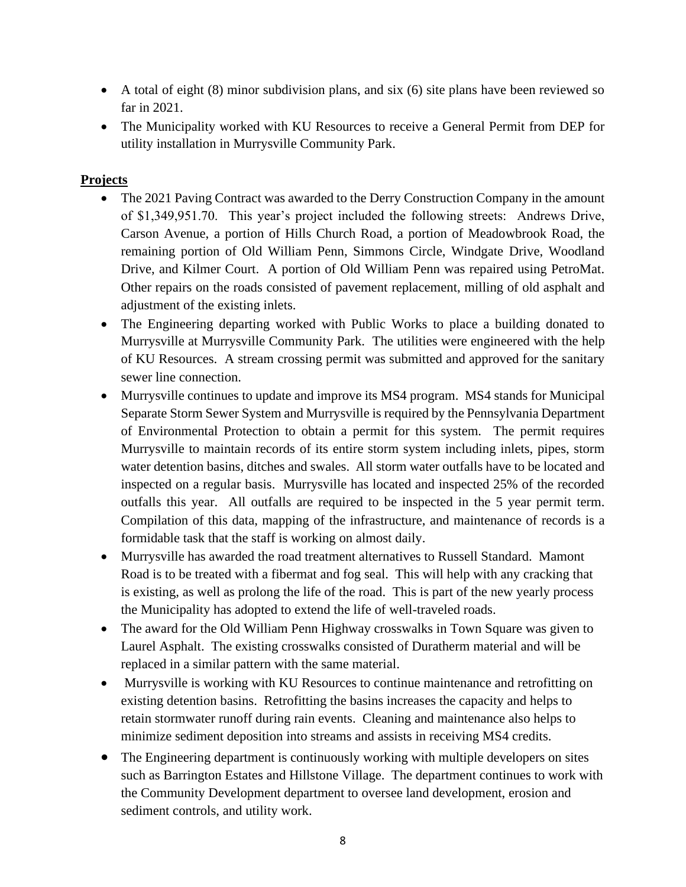- A total of eight (8) minor subdivision plans, and six (6) site plans have been reviewed so far in 2021.
- The Municipality worked with KU Resources to receive a General Permit from DEP for utility installation in Murrysville Community Park.

## Projects

- The 2021 Paving Contract was awarded to the Derry Construction Company in the amount of $1,349,951.70. This year's project included the following streets: Andrews Drive, Carson Avenue, a portion of Hills Church Road, a portion of Meadowbrook Road, the remaining portion of Old William Penn, Simmons Circle, Windgate Drive, Woodland Drive, and Kilmer Court. A portion of Old William Penn was repaired using PetroMat. Other repairs on the roads consisted of pavement replacement, milling of old asphalt and adjustment of the existing inlets.
- The Engineering departing worked with Public Works to place a building donated to Murrysville at Murrysville Community Park. The utilities were engineered with the help of KU Resources. A stream crossing permit was submitted and approved for the sanitary sewer line connection.
- Murrysville continues to update and improve its MS4 program. MS4 stands for Municipal Separate Storm Sewer System and Murrysville is required by the Pennsylvania Department of Environmental Protection to obtain a permit for this system. The permit requires Murrysville to maintain records of its entire storm system including inlets, pipes, storm water detention basins, ditches and swales. All storm water outfalls have to be located and inspected on a regular basis. Murrysville has located and inspected 25% of the recorded outfalls this year. All outfalls are required to be inspected in the 5 year permit term. Compilation of this data, mapping of the infrastructure, and maintenance of records is a formidable task that the staff is working on almost daily.
- Murrysville has awarded the road treatment alternatives to Russell Standard. Mamont Road is to be treated with a fibermat and fog seal. This will help with any cracking that is existing, as well as prolong the life of the road. This is part of the new yearly process the Municipality has adopted to extend the life of well-traveled roads.
- The award for the Old William Penn Highway crosswalks in Town Square was given to Laurel Asphalt. The existing crosswalks consisted of Duratherm material and will be replaced in a similar pattern with the same material.
- Murrysville is working with KU Resources to continue maintenance and retrofitting on existing detention basins. Retrofitting the basins increases the capacity and helps to retain stormwater runoff during rain events. Cleaning and maintenance also helps to minimize sediment deposition into streams and assists in receiving MS4 credits.
- The Engineering department is continuously working with multiple developers on sites such as Barrington Estates and Hillstone Village. The department continues to work with the Community Development department to oversee land development, erosion and sediment controls, and utility work.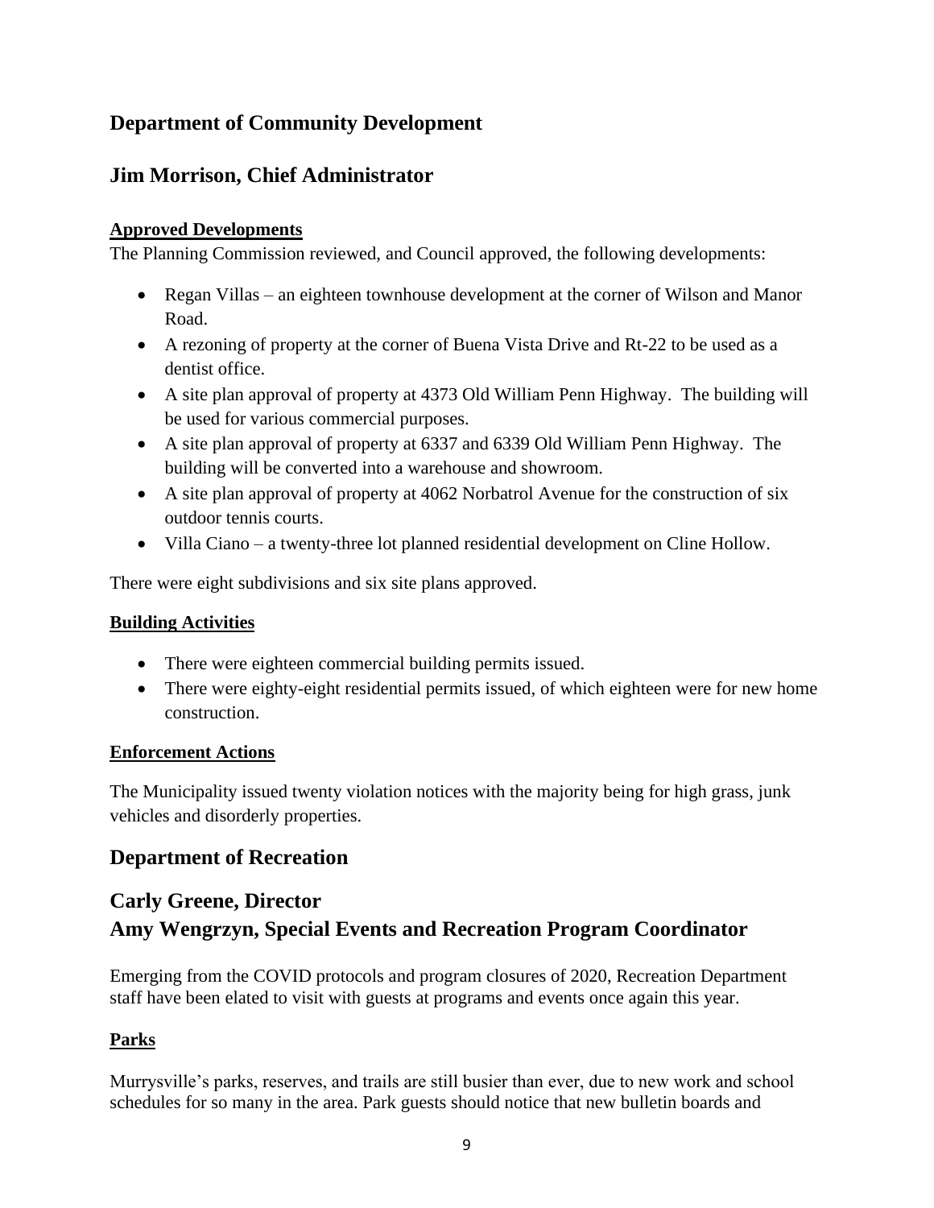## Department of Community Development

## Jim Morrison, Chief Administrator

**Approved Developments**

The Planning Commission reviewed, and Council approved, the following developments:

- Regan Villas – an eighteen townhouse development at the corner of Wilson and Manor Road.
- A rezoning of property at the corner of Buena Vista Drive and Rt-22 to be used as a dentist office.
- A site plan approval of property at 4373 Old William Penn Highway. The building will be used for various commercial purposes.
- A site plan approval of property at 6337 and 6339 Old William Penn Highway. The building will be converted into a warehouse and showroom.
- A site plan approval of property at 4062 Norbatrol Avenue for the construction of six outdoor tennis courts.
- Villa Ciano – a twenty-three lot planned residential development on Cline Hollow.

There were eight subdivisions and six site plans approved.

**Building Activities**

- There were eighteen commercial building permits issued.
- There were eighty-eight residential permits issued, of which eighteen were for new home construction.

**Enforcement Actions**

The Municipality issued twenty violation notices with the majority being for high grass, junk vehicles and disorderly properties.

## Department of Recreation

## Carly Greene, Director
## Amy Wengrzyn, Special Events and Recreation Program Coordinator

Emerging from the COVID protocols and program closures of 2020, Recreation Department staff have been elated to visit with guests at programs and events once again this year.

**Parks**

Murrysville's parks, reserves, and trails are still busier than ever, due to new work and school schedules for so many in the area. Park guests should notice that new bulletin boards and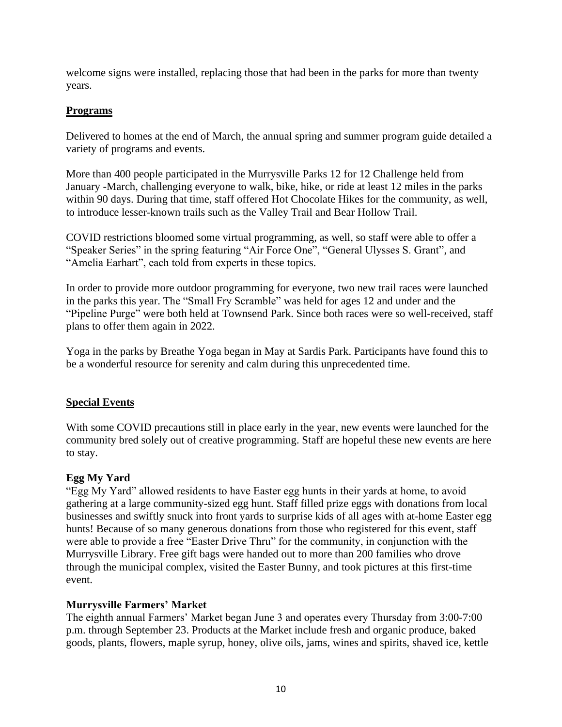welcome signs were installed, replacing those that had been in the parks for more than twenty years.

## Programs

Delivered to homes at the end of March, the annual spring and summer program guide detailed a variety of programs and events.

More than 400 people participated in the Murrysville Parks 12 for 12 Challenge held from January -March, challenging everyone to walk, bike, hike, or ride at least 12 miles in the parks within 90 days. During that time, staff offered Hot Chocolate Hikes for the community, as well, to introduce lesser-known trails such as the Valley Trail and Bear Hollow Trail.

COVID restrictions bloomed some virtual programming, as well, so staff were able to offer a "Speaker Series" in the spring featuring "Air Force One", "General Ulysses S. Grant", and "Amelia Earhart", each told from experts in these topics.

In order to provide more outdoor programming for everyone, two new trail races were launched in the parks this year. The "Small Fry Scramble" was held for ages 12 and under and the "Pipeline Purge" were both held at Townsend Park. Since both races were so well-received, staff plans to offer them again in 2022.

Yoga in the parks by Breathe Yoga began in May at Sardis Park. Participants have found this to be a wonderful resource for serenity and calm during this unprecedented time.

## Special Events

With some COVID precautions still in place early in the year, new events were launched for the community bred solely out of creative programming. Staff are hopeful these new events are here to stay.

### Egg My Yard

"Egg My Yard" allowed residents to have Easter egg hunts in their yards at home, to avoid gathering at a large community-sized egg hunt. Staff filled prize eggs with donations from local businesses and swiftly snuck into front yards to surprise kids of all ages with at-home Easter egg hunts! Because of so many generous donations from those who registered for this event, staff were able to provide a free "Easter Drive Thru" for the community, in conjunction with the Murrysville Library. Free gift bags were handed out to more than 200 families who drove through the municipal complex, visited the Easter Bunny, and took pictures at this first-time event.

### Murrysville Farmers' Market

The eighth annual Farmers' Market began June 3 and operates every Thursday from 3:00-7:00 p.m. through September 23. Products at the Market include fresh and organic produce, baked goods, plants, flowers, maple syrup, honey, olive oils, jams, wines and spirits, shaved ice, kettle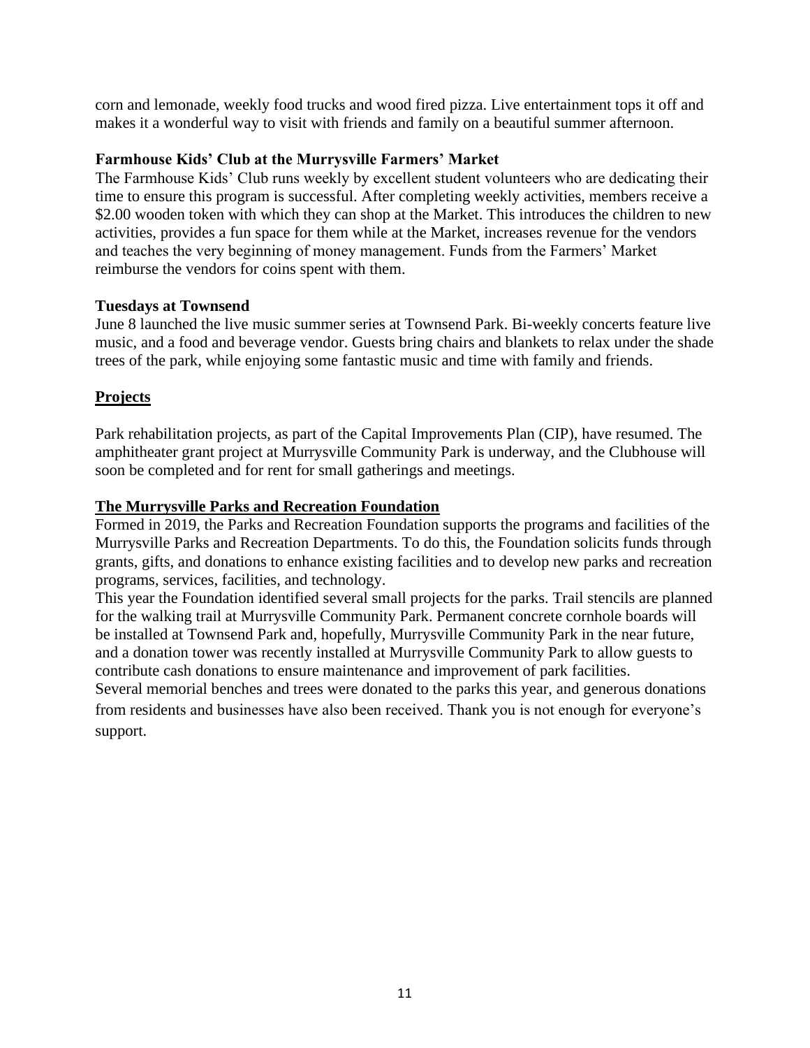corn and lemonade, weekly food trucks and wood fired pizza. Live entertainment tops it off and makes it a wonderful way to visit with friends and family on a beautiful summer afternoon.

### Farmhouse Kids' Club at the Murrysville Farmers' Market

The Farmhouse Kids' Club runs weekly by excellent student volunteers who are dedicating their time to ensure this program is successful. After completing weekly activities, members receive a $2.00 wooden token with which they can shop at the Market. This introduces the children to new activities, provides a fun space for them while at the Market, increases revenue for the vendors and teaches the very beginning of money management. Funds from the Farmers' Market reimburse the vendors for coins spent with them.

### Tuesdays at Townsend

June 8 launched the live music summer series at Townsend Park. Bi-weekly concerts feature live music, and a food and beverage vendor. Guests bring chairs and blankets to relax under the shade trees of the park, while enjoying some fantastic music and time with family and friends.

## Projects

Park rehabilitation projects, as part of the Capital Improvements Plan (CIP), have resumed. The amphitheater grant project at Murrysville Community Park is underway, and the Clubhouse will soon be completed and for rent for small gatherings and meetings.

## The Murrysville Parks and Recreation Foundation

Formed in 2019, the Parks and Recreation Foundation supports the programs and facilities of the Murrysville Parks and Recreation Departments. To do this, the Foundation solicits funds through grants, gifts, and donations to enhance existing facilities and to develop new parks and recreation programs, services, facilities, and technology.

This year the Foundation identified several small projects for the parks. Trail stencils are planned for the walking trail at Murrysville Community Park. Permanent concrete cornhole boards will be installed at Townsend Park and, hopefully, Murrysville Community Park in the near future, and a donation tower was recently installed at Murrysville Community Park to allow guests to contribute cash donations to ensure maintenance and improvement of park facilities.

Several memorial benches and trees were donated to the parks this year, and generous donations from residents and businesses have also been received. Thank you is not enough for everyone's support.